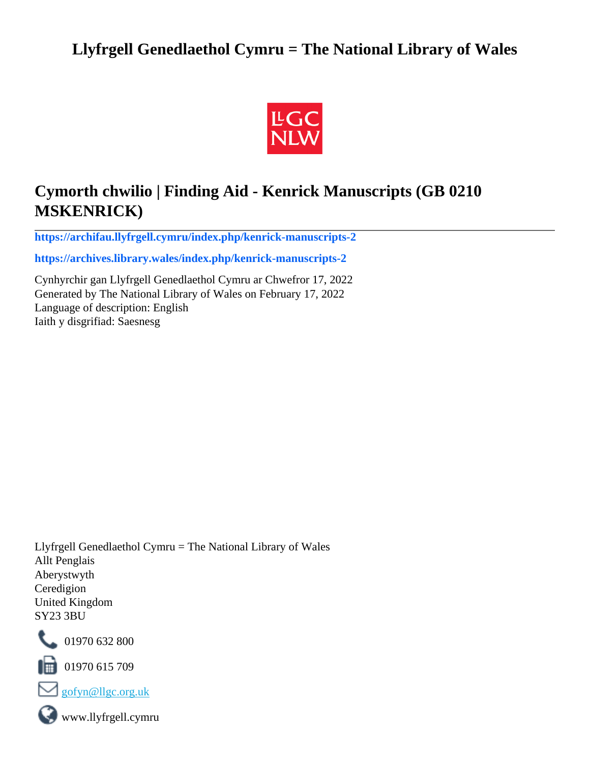# Llyfrgell Genedlaethol Cymru = The National Library of Wales

## Cymorth chwilio | Finding Aid - Kenrick Manuscripts (GB 0210 MSKENRICK)

**https://archifau.llyfrgell.cymru/index.php/kenrick-manuscripts-2**

**https://archives.library.wales/index.php/kenrick-manuscripts-2**

Cynhyrchir gan Llyfrgell Genedlaethol Cymru ar Chwefror 17, 2022
Generated by The National Library of Wales on February 17, 2022
Language of description: English
Iaith y disgrifiad: Saesnesg

Llyfrgell Genedlaethol Cymru = The National Library of Wales
Allt Penglais
Aberystwyth
Ceredigion
United Kingdom
SY23 3BU

01970 632 800

01970 615 709

gofyn@llgc.org.uk

www.llyfrgell.cymru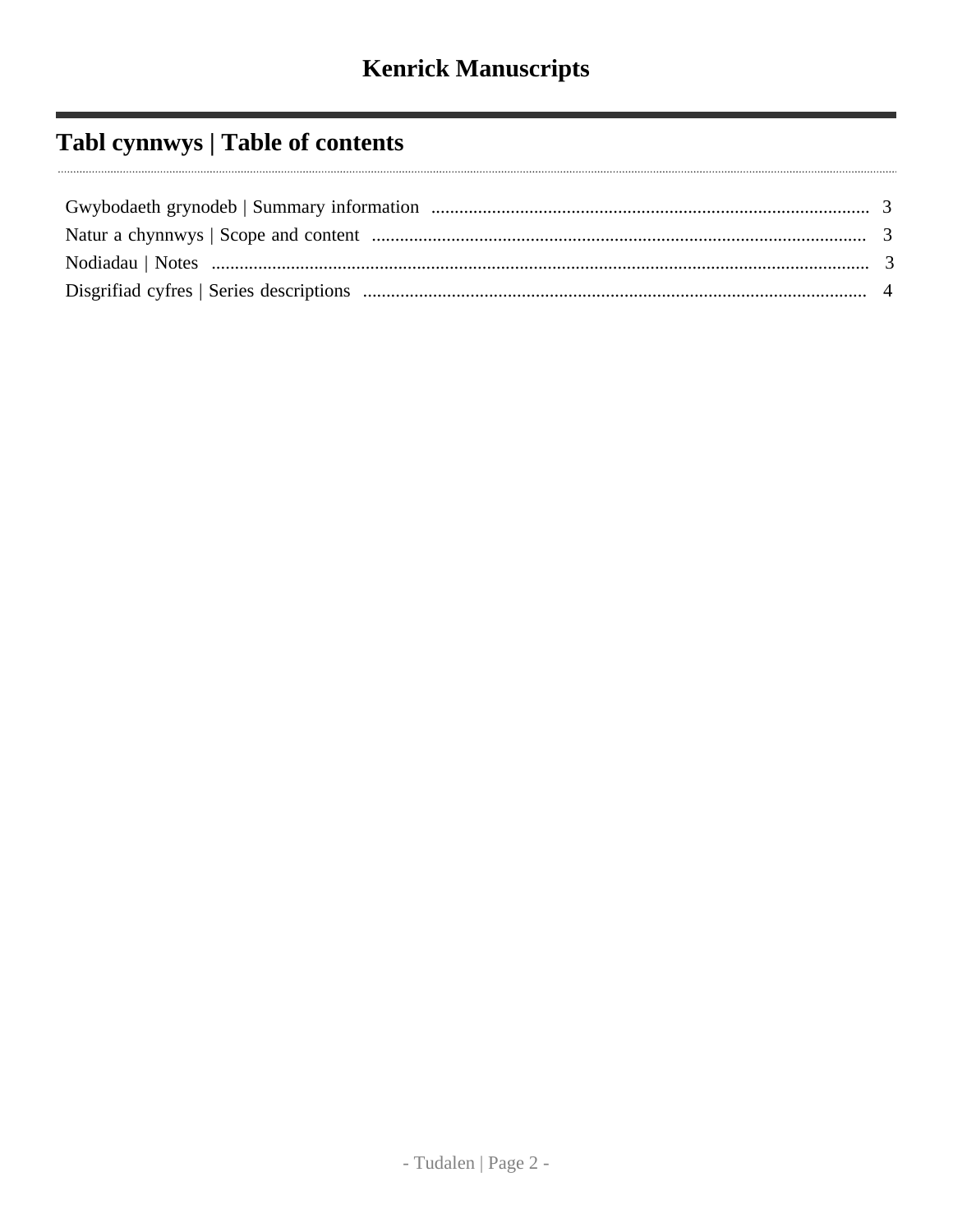# Kenrick Manuscripts

## Tabl cynnwys | Table of contents

- Gwybodaeth grynodeb | Summary information ... 3
- Natur a chynnwys | Scope and content ... 3
- Nodiadau | Notes ... 3
- Disgrifiad cyfres | Series descriptions ... 4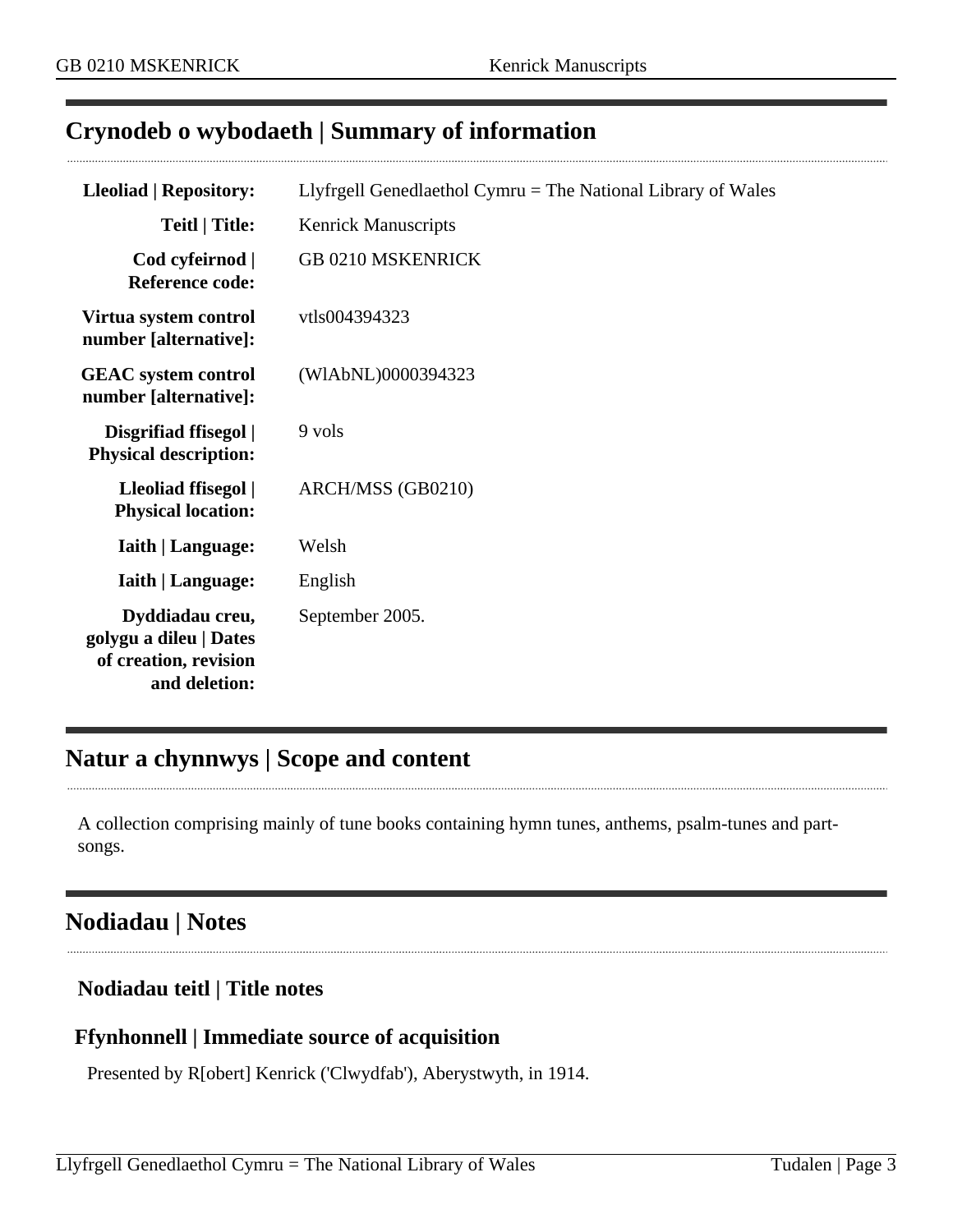## Crynodeb o wybodaeth | Summary of information

| | |
|---|---|
| **Lleoliad \| Repository:** | Llyfrgell Genedlaethol Cymru = The National Library of Wales |
| **Teitl \| Title:** | Kenrick Manuscripts |
| **Cod cyfeirnod \| Reference code:** | GB 0210 MSKENRICK |
| **Virtua system control number [alternative]:** | vtls004394323 |
| **GEAC system control number [alternative]:** | (WlAbNL)0000394323 |
| **Disgrifiad ffisegol \| Physical description:** | 9 vols |
| **Lleoliad ffisegol \| Physical location:** | ARCH/MSS (GB0210) |
| **Iaith \| Language:** | Welsh |
| **Iaith \| Language:** | English |
| **Dyddiadau creu, golygu a dileu \| Dates of creation, revision and deletion:** | September 2005. |

## Natur a chynnwys | Scope and content

A collection comprising mainly of tune books containing hymn tunes, anthems, psalm-tunes and part-songs.

## Nodiadau | Notes

### Nodiadau teitl | Title notes

### Ffynhonnell | Immediate source of acquisition

Presented by R[obert] Kenrick ('Clwydfab'), Aberystwyth, in 1914.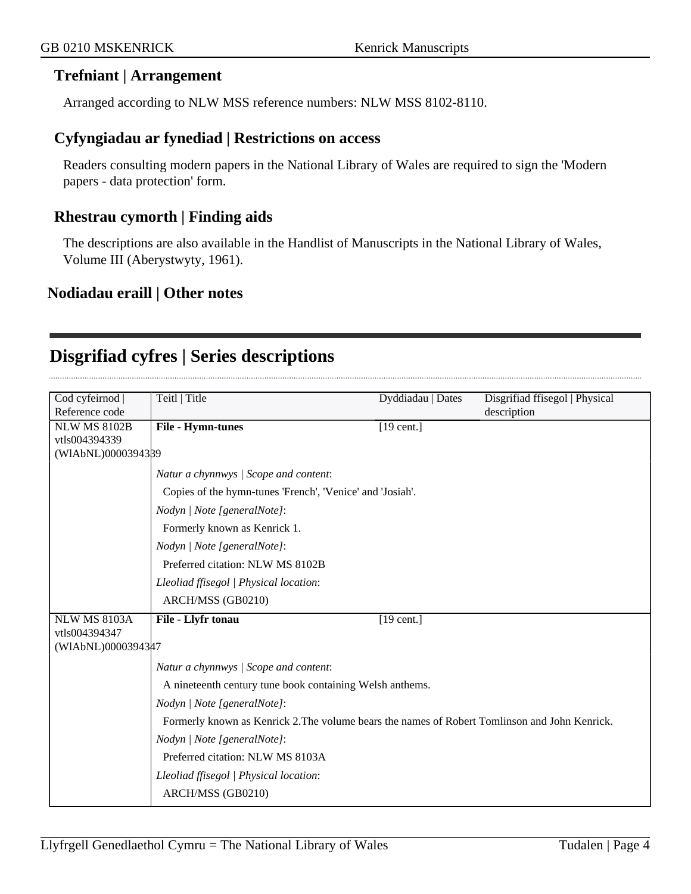## Trefniant | Arrangement

Arranged according to NLW MSS reference numbers: NLW MSS 8102-8110.

## Cyfyngiadau ar fynediad | Restrictions on access

Readers consulting modern papers in the National Library of Wales are required to sign the 'Modern papers - data protection' form.

## Rhestrau cymorth | Finding aids

The descriptions are also available in the Handlist of Manuscripts in the National Library of Wales, Volume III (Aberystwyty, 1961).

## Nodiadau eraill | Other notes

# Disgrifiad cyfres | Series descriptions

| Cod cyfeirnod \| Reference code | Teitl \| Title | Dyddiadau \| Dates | Disgrifiad ffisegol \| Physical description |
|---|---|---|---|
| NLW MS 8102B vtls004394339 (WlAbNL)0000394339 | **File - Hymn-tunes** | [19 cent.] | |
| | *Natur a chynnwys \| Scope and content*: Copies of the hymn-tunes 'French', 'Venice' and 'Josiah'. *Nodyn \| Note [generalNote]*: Formerly known as Kenrick 1. *Nodyn \| Note [generalNote]*: Preferred citation: NLW MS 8102B *Lleoliad ffisegol \| Physical location*: ARCH/MSS (GB0210) | | |
| NLW MS 8103A vtls004394347 (WlAbNL)0000394347 | **File - Llyfr tonau** | [19 cent.] | |
| | *Natur a chynnwys \| Scope and content*: A nineteenth century tune book containing Welsh anthems. *Nodyn \| Note [generalNote]*: Formerly known as Kenrick 2.The volume bears the names of Robert Tomlinson and John Kenrick. *Nodyn \| Note [generalNote]*: Preferred citation: NLW MS 8103A *Lleoliad ffisegol \| Physical location*: ARCH/MSS (GB0210) | | |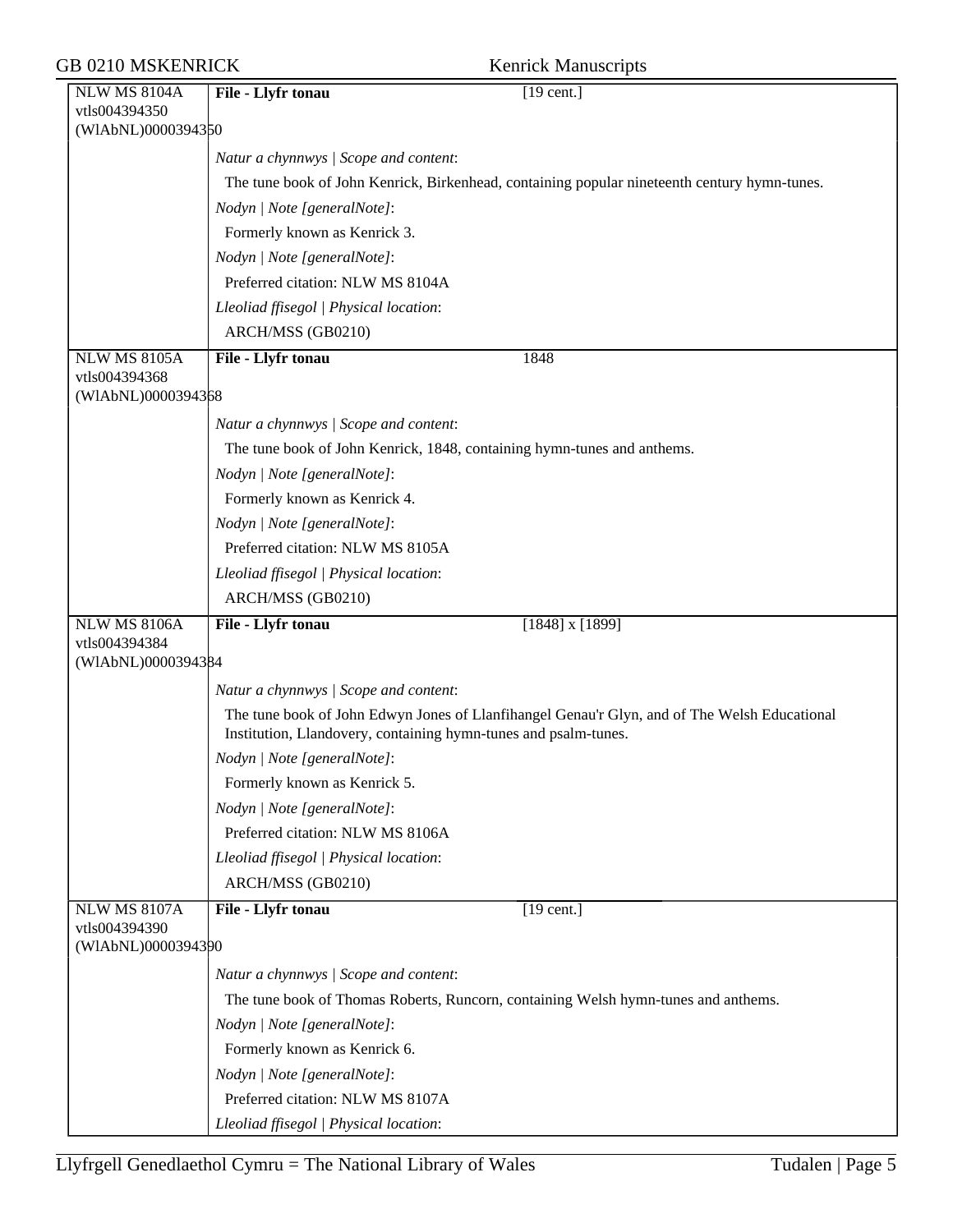| | | |
|---|---|---|
| NLW MS 8104A<br>vtls004394350<br>(WlAbNL)0000394350 | **File - Llyfr tonau** | [19 cent.] |
| | *Natur a chynnwys \| Scope and content*:<br>The tune book of John Kenrick, Birkenhead, containing popular nineteenth century hymn-tunes.<br>*Nodyn \| Note [generalNote]*:<br>Formerly known as Kenrick 3.<br>*Nodyn \| Note [generalNote]*:<br>Preferred citation: NLW MS 8104A<br>*Lleoliad ffisegol \| Physical location*:<br>ARCH/MSS (GB0210) | |
| NLW MS 8105A<br>vtls004394368<br>(WlAbNL)0000394368 | **File - Llyfr tonau** | 1848 |
| | *Natur a chynnwys \| Scope and content*:<br>The tune book of John Kenrick, 1848, containing hymn-tunes and anthems.<br>*Nodyn \| Note [generalNote]*:<br>Formerly known as Kenrick 4.<br>*Nodyn \| Note [generalNote]*:<br>Preferred citation: NLW MS 8105A<br>*Lleoliad ffisegol \| Physical location*:<br>ARCH/MSS (GB0210) | |
| NLW MS 8106A<br>vtls004394384<br>(WlAbNL)0000394384 | **File - Llyfr tonau** | [1848] x [1899] |
| | *Natur a chynnwys \| Scope and content*:<br>The tune book of John Edwyn Jones of Llanfihangel Genau'r Glyn, and of The Welsh Educational Institution, Llandovery, containing hymn-tunes and psalm-tunes.<br>*Nodyn \| Note [generalNote]*:<br>Formerly known as Kenrick 5.<br>*Nodyn \| Note [generalNote]*:<br>Preferred citation: NLW MS 8106A<br>*Lleoliad ffisegol \| Physical location*:<br>ARCH/MSS (GB0210) | |
| NLW MS 8107A<br>vtls004394390<br>(WlAbNL)0000394390 | **File - Llyfr tonau** | [19 cent.] |
| | *Natur a chynnwys \| Scope and content*:<br>The tune book of Thomas Roberts, Runcorn, containing Welsh hymn-tunes and anthems.<br>*Nodyn \| Note [generalNote]*:<br>Formerly known as Kenrick 6.<br>*Nodyn \| Note [generalNote]*:<br>Preferred citation: NLW MS 8107A<br>*Lleoliad ffisegol \| Physical location*: | |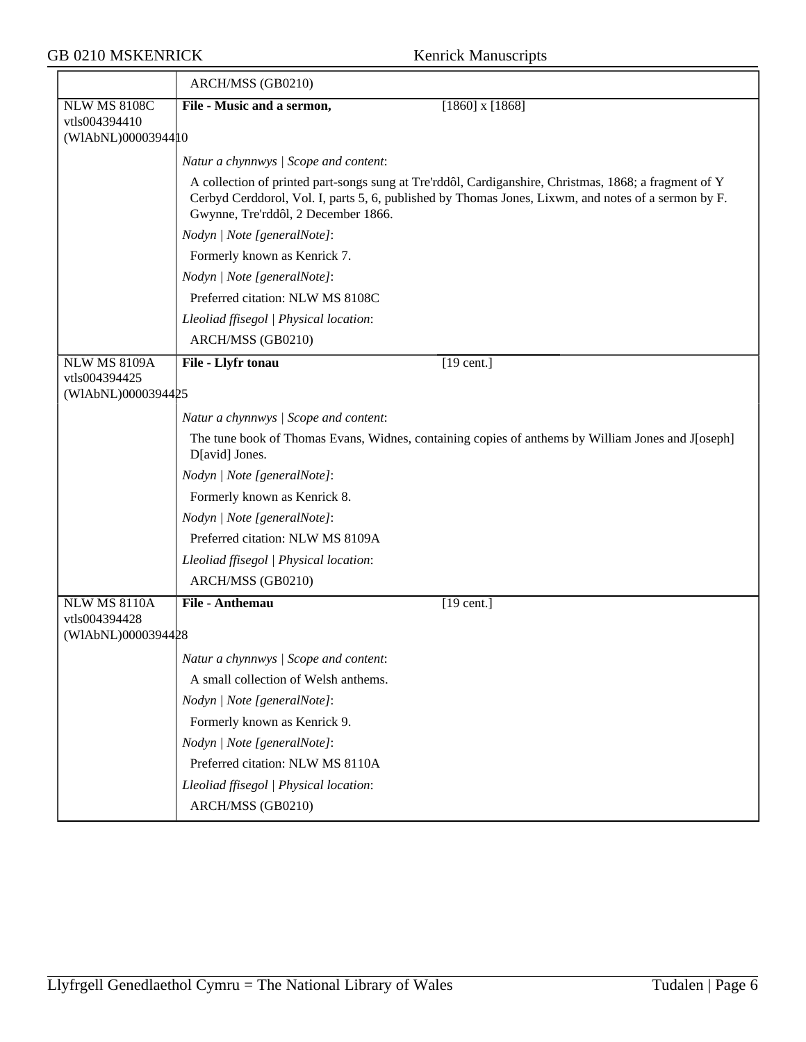| | |
|---|---|
| | ARCH/MSS (GB0210) |
| NLW MS 8108C<br>vtls004394410<br>(WlAbNL)0000394410 | **File - Music and a sermon,** [1860] x [1868]<br><br>*Natur a chynnwys \| Scope and content*:<br>A collection of printed part-songs sung at Tre'rddôl, Cardiganshire, Christmas, 1868; a fragment of Y Cerbyd Cerddorol, Vol. I, parts 5, 6, published by Thomas Jones, Lixwm, and notes of a sermon by F. Gwynne, Tre'rddôl, 2 December 1866.<br>*Nodyn \| Note [generalNote]*:<br>Formerly known as Kenrick 7.<br>*Nodyn \| Note [generalNote]*:<br>Preferred citation: NLW MS 8108C<br>*Lleoliad ffisegol \| Physical location*:<br>ARCH/MSS (GB0210) |
| NLW MS 8109A<br>vtls004394425<br>(WlAbNL)0000394425 | **File - Llyfr tonau** [19 cent.]<br><br>*Natur a chynnwys \| Scope and content*:<br>The tune book of Thomas Evans, Widnes, containing copies of anthems by William Jones and J[oseph] D[avid] Jones.<br>*Nodyn \| Note [generalNote]*:<br>Formerly known as Kenrick 8.<br>*Nodyn \| Note [generalNote]*:<br>Preferred citation: NLW MS 8109A<br>*Lleoliad ffisegol \| Physical location*:<br>ARCH/MSS (GB0210) |
| NLW MS 8110A<br>vtls004394428<br>(WlAbNL)0000394428 | **File - Anthemau** [19 cent.]<br><br>*Natur a chynnwys \| Scope and content*:<br>A small collection of Welsh anthems.<br>*Nodyn \| Note [generalNote]*:<br>Formerly known as Kenrick 9.<br>*Nodyn \| Note [generalNote]*:<br>Preferred citation: NLW MS 8110A<br>*Lleoliad ffisegol \| Physical location*:<br>ARCH/MSS (GB0210) |